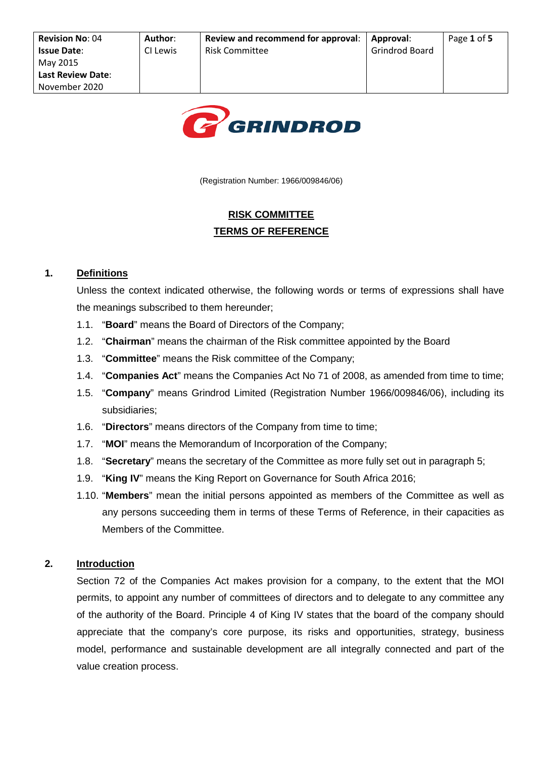| **Revision No**: 04<br>**Issue Date**:<br>May 2015<br>**Last Review Date**:<br>November 2020 | **Author**:<br>CI Lewis | **Review and recommend for approval**:<br>Risk Committee | **Approval**:<br>Grindrod Board |
|---|---|---|---|

GRINDROD

(Registration Number: 1966/009846/06)

# RISK COMMITTEE
# TERMS OF REFERENCE

## 1. Definitions

Unless the context indicated otherwise, the following words or terms of expressions shall have the meanings subscribed to them hereunder;

1.1. "**Board**" means the Board of Directors of the Company;

1.2. "**Chairman**" means the chairman of the Risk committee appointed by the Board

1.3. "**Committee**" means the Risk committee of the Company;

1.4. "**Companies Act**" means the Companies Act No 71 of 2008, as amended from time to time;

1.5. "**Company**" means Grindrod Limited (Registration Number 1966/009846/06), including its subsidiaries;

1.6. "**Directors**" means directors of the Company from time to time;

1.7. "**MOI**" means the Memorandum of Incorporation of the Company;

1.8. "**Secretary**" means the secretary of the Committee as more fully set out in paragraph 5;

1.9. "**King IV**" means the King Report on Governance for South Africa 2016;

1.10. "**Members**" mean the initial persons appointed as members of the Committee as well as any persons succeeding them in terms of these Terms of Reference, in their capacities as Members of the Committee.

## 2. Introduction

Section 72 of the Companies Act makes provision for a company, to the extent that the MOI permits, to appoint any number of committees of directors and to delegate to any committee any of the authority of the Board. Principle 4 of King IV states that the board of the company should appreciate that the company's core purpose, its risks and opportunities, strategy, business model, performance and sustainable development are all integrally connected and part of the value creation process.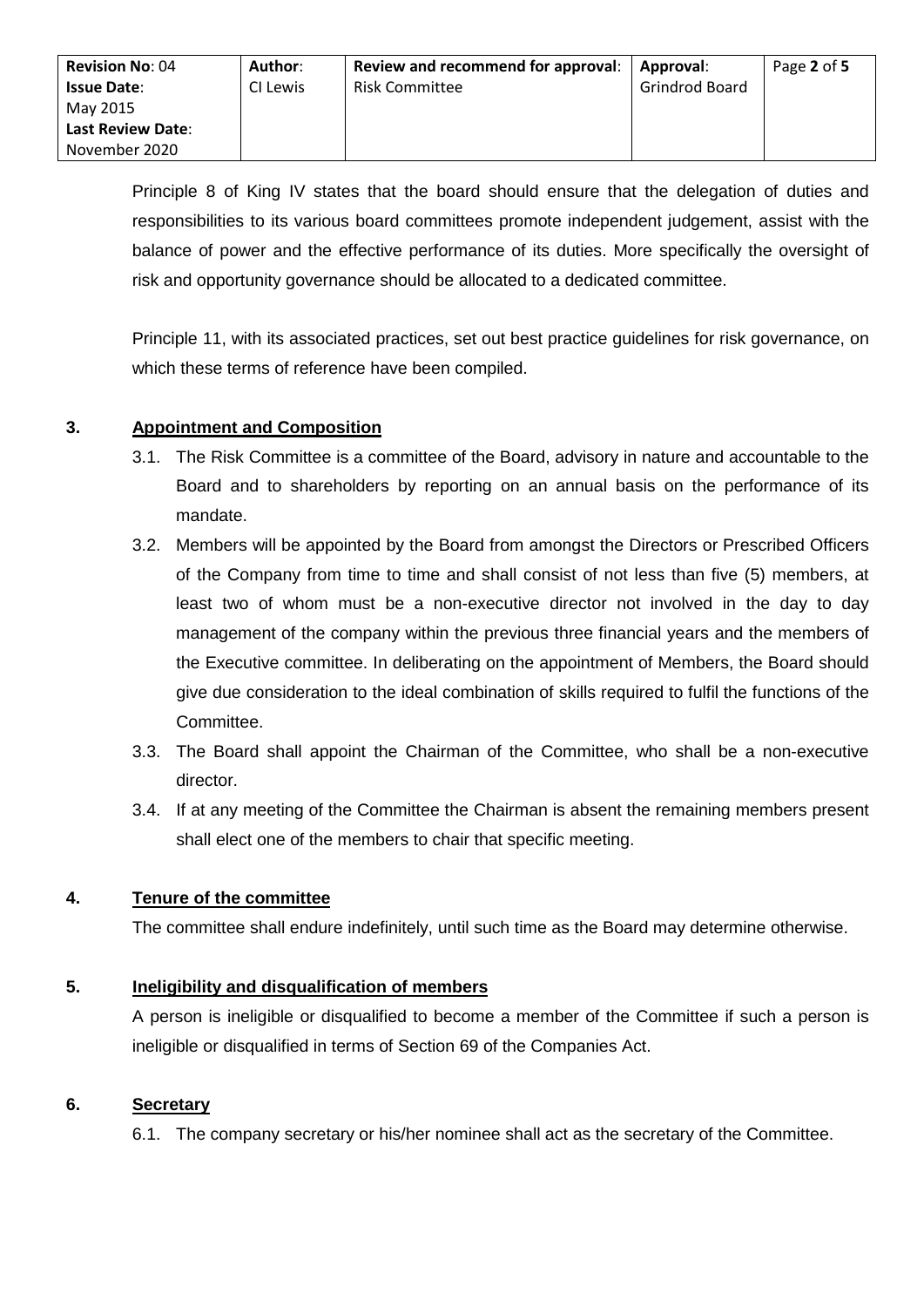Principle 8 of King IV states that the board should ensure that the delegation of duties and responsibilities to its various board committees promote independent judgement, assist with the balance of power and the effective performance of its duties. More specifically the oversight of risk and opportunity governance should be allocated to a dedicated committee.

Principle 11, with its associated practices, set out best practice guidelines for risk governance, on which these terms of reference have been compiled.

## 3. Appointment and Composition

3.1. The Risk Committee is a committee of the Board, advisory in nature and accountable to the Board and to shareholders by reporting on an annual basis on the performance of its mandate.

3.2. Members will be appointed by the Board from amongst the Directors or Prescribed Officers of the Company from time to time and shall consist of not less than five (5) members, at least two of whom must be a non-executive director not involved in the day to day management of the company within the previous three financial years and the members of the Executive committee. In deliberating on the appointment of Members, the Board should give due consideration to the ideal combination of skills required to fulfil the functions of the Committee.

3.3. The Board shall appoint the Chairman of the Committee, who shall be a non-executive director.

3.4. If at any meeting of the Committee the Chairman is absent the remaining members present shall elect one of the members to chair that specific meeting.

## 4. Tenure of the committee

The committee shall endure indefinitely, until such time as the Board may determine otherwise.

## 5. Ineligibility and disqualification of members

A person is ineligible or disqualified to become a member of the Committee if such a person is ineligible or disqualified in terms of Section 69 of the Companies Act.

## 6. Secretary

6.1. The company secretary or his/her nominee shall act as the secretary of the Committee.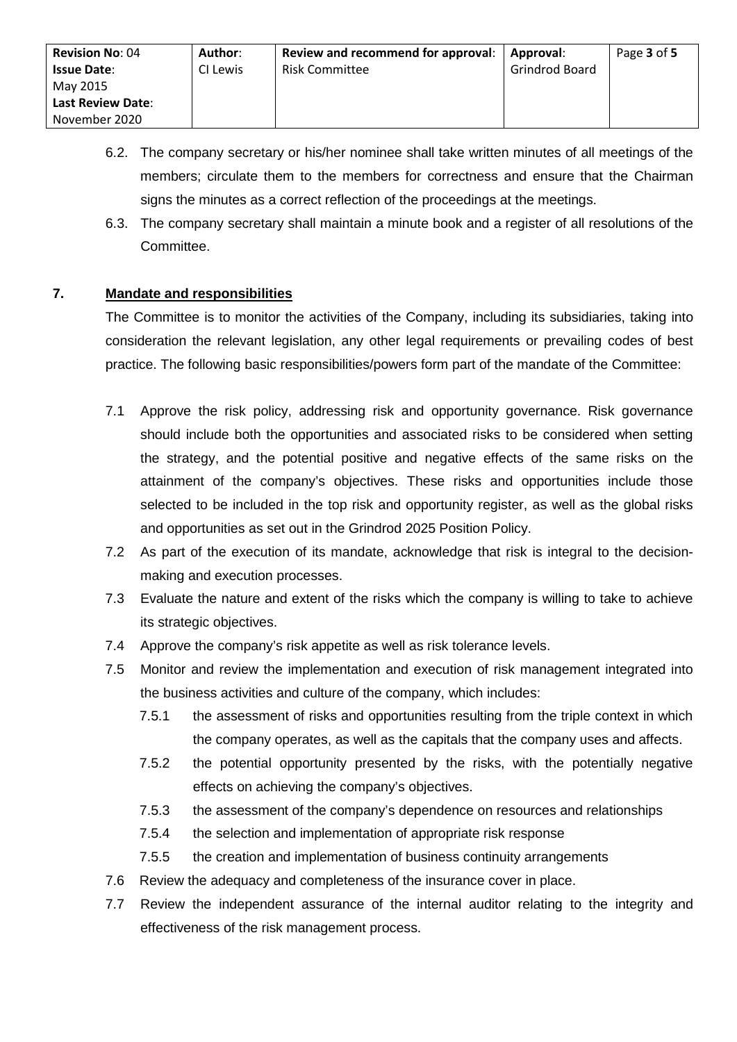6.2. The company secretary or his/her nominee shall take written minutes of all meetings of the members; circulate them to the members for correctness and ensure that the Chairman signs the minutes as a correct reflection of the proceedings at the meetings.

6.3. The company secretary shall maintain a minute book and a register of all resolutions of the Committee.

## 7. Mandate and responsibilities

The Committee is to monitor the activities of the Company, including its subsidiaries, taking into consideration the relevant legislation, any other legal requirements or prevailing codes of best practice. The following basic responsibilities/powers form part of the mandate of the Committee:

7.1 Approve the risk policy, addressing risk and opportunity governance. Risk governance should include both the opportunities and associated risks to be considered when setting the strategy, and the potential positive and negative effects of the same risks on the attainment of the company's objectives. These risks and opportunities include those selected to be included in the top risk and opportunity register, as well as the global risks and opportunities as set out in the Grindrod 2025 Position Policy.

7.2 As part of the execution of its mandate, acknowledge that risk is integral to the decision-making and execution processes.

7.3 Evaluate the nature and extent of the risks which the company is willing to take to achieve its strategic objectives.

7.4 Approve the company's risk appetite as well as risk tolerance levels.

7.5 Monitor and review the implementation and execution of risk management integrated into the business activities and culture of the company, which includes:

- 7.5.1 the assessment of risks and opportunities resulting from the triple context in which the company operates, as well as the capitals that the company uses and affects.
- 7.5.2 the potential opportunity presented by the risks, with the potentially negative effects on achieving the company's objectives.
- 7.5.3 the assessment of the company's dependence on resources and relationships
- 7.5.4 the selection and implementation of appropriate risk response
- 7.5.5 the creation and implementation of business continuity arrangements

7.6 Review the adequacy and completeness of the insurance cover in place.

7.7 Review the independent assurance of the internal auditor relating to the integrity and effectiveness of the risk management process.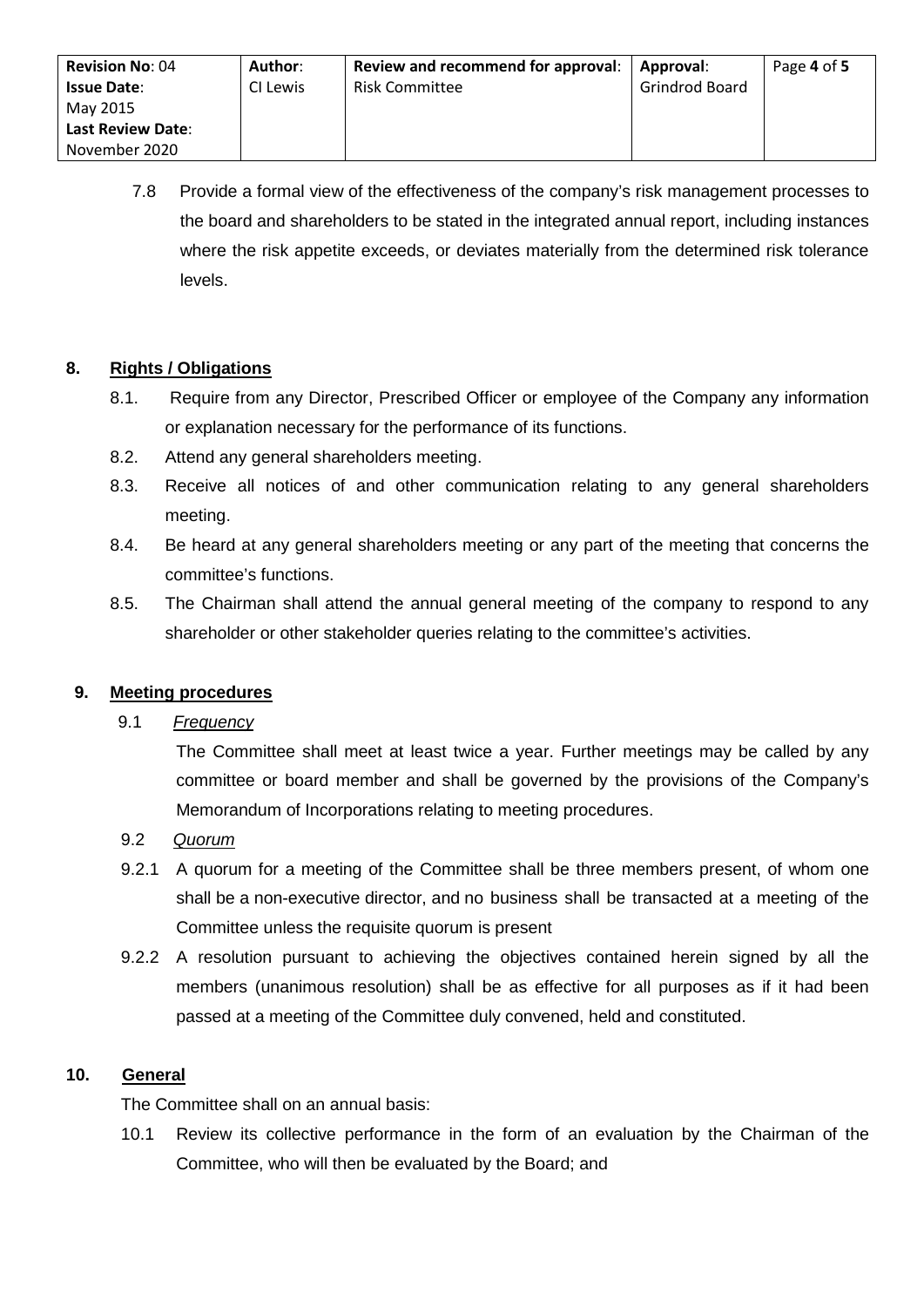7.8 Provide a formal view of the effectiveness of the company's risk management processes to the board and shareholders to be stated in the integrated annual report, including instances where the risk appetite exceeds, or deviates materially from the determined risk tolerance levels.

## 8. Rights / Obligations

8.1. Require from any Director, Prescribed Officer or employee of the Company any information or explanation necessary for the performance of its functions.

8.2. Attend any general shareholders meeting.

8.3. Receive all notices of and other communication relating to any general shareholders meeting.

8.4. Be heard at any general shareholders meeting or any part of the meeting that concerns the committee's functions.

8.5. The Chairman shall attend the annual general meeting of the company to respond to any shareholder or other stakeholder queries relating to the committee's activities.

## 9. Meeting procedures

9.1 *Frequency*

The Committee shall meet at least twice a year. Further meetings may be called by any committee or board member and shall be governed by the provisions of the Company's Memorandum of Incorporations relating to meeting procedures.

9.2 *Quorum*

9.2.1 A quorum for a meeting of the Committee shall be three members present, of whom one shall be a non-executive director, and no business shall be transacted at a meeting of the Committee unless the requisite quorum is present

9.2.2 A resolution pursuant to achieving the objectives contained herein signed by all the members (unanimous resolution) shall be as effective for all purposes as if it had been passed at a meeting of the Committee duly convened, held and constituted.

## 10. General

The Committee shall on an annual basis:

10.1 Review its collective performance in the form of an evaluation by the Chairman of the Committee, who will then be evaluated by the Board; and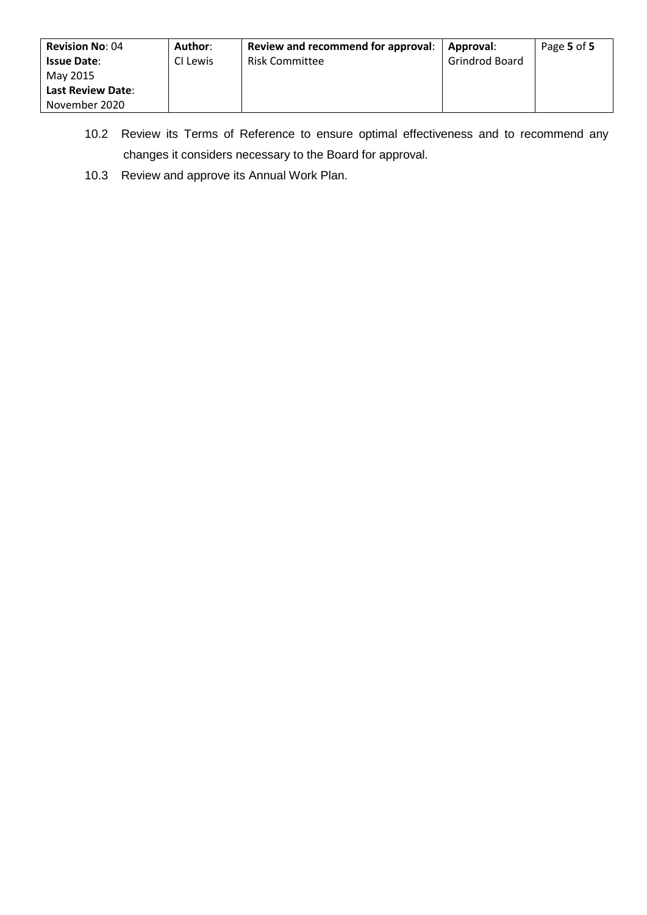10.2 Review its Terms of Reference to ensure optimal effectiveness and to recommend any changes it considers necessary to the Board for approval.

10.3 Review and approve its Annual Work Plan.